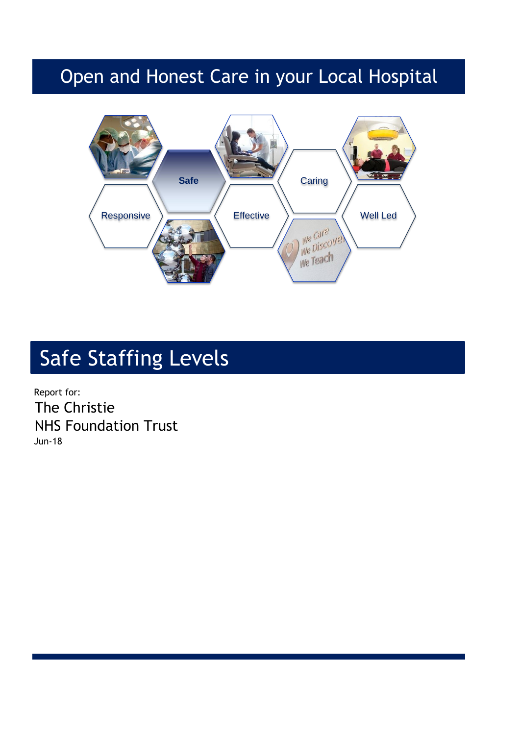# Open and Honest Care in your Local Hospital

Safe

Caring

Responsive

Effective

Well Led

We Care
We Discover
We Teach

# Safe Staffing Levels

Report for:

The Christie
NHS Foundation Trust

Jun-18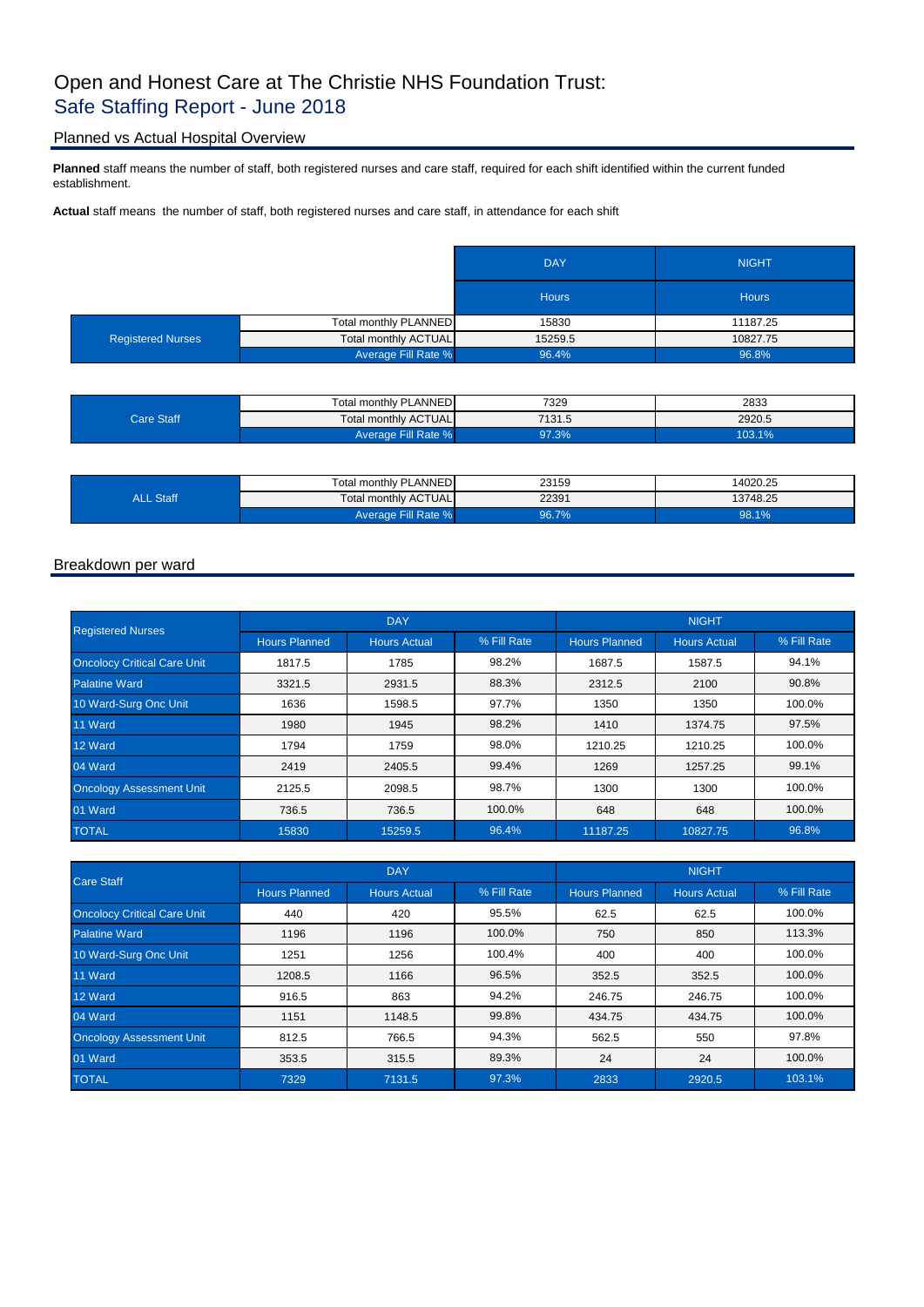# Open and Honest Care at The Christie NHS Foundation Trust:
## Safe Staffing Report - June 2018

### Planned vs Actual Hospital Overview

**Planned** staff means the number of staff, both registered nurses and care staff, required for each shift identified within the current funded establishment.

**Actual** staff means the number of staff, both registered nurses and care staff, in attendance for each shift

| | | DAY | NIGHT |
|---|---|---|---|
| | | Hours | Hours |
| Registered Nurses | Total monthly PLANNED | 15830 | 11187.25 |
| | Total monthly ACTUAL | 15259.5 | 10827.75 |
| | Average Fill Rate % | 96.4% | 96.8% |
| Care Staff | Total monthly PLANNED | 7329 | 2833 |
| | Total monthly ACTUAL | 7131.5 | 2920.5 |
| | Average Fill Rate % | 97.3% | 103.1% |
| ALL Staff | Total monthly PLANNED | 23159 | 14020.25 |
| | Total monthly ACTUAL | 22391 | 13748.25 |
| | Average Fill Rate % | 96.7% | 98.1% |

### Breakdown per ward

| Registered Nurses | DAY | | | NIGHT | | |
|---|---|---|---|---|---|---|
| | Hours Planned | Hours Actual | % Fill Rate | Hours Planned | Hours Actual | % Fill Rate |
| Oncolocy Critical Care Unit | 1817.5 | 1785 | 98.2% | 1687.5 | 1587.5 | 94.1% |
| Palatine Ward | 3321.5 | 2931.5 | 88.3% | 2312.5 | 2100 | 90.8% |
| 10 Ward-Surg Onc Unit | 1636 | 1598.5 | 97.7% | 1350 | 1350 | 100.0% |
| 11 Ward | 1980 | 1945 | 98.2% | 1410 | 1374.75 | 97.5% |
| 12 Ward | 1794 | 1759 | 98.0% | 1210.25 | 1210.25 | 100.0% |
| 04 Ward | 2419 | 2405.5 | 99.4% | 1269 | 1257.25 | 99.1% |
| Oncology Assessment Unit | 2125.5 | 2098.5 | 98.7% | 1300 | 1300 | 100.0% |
| 01 Ward | 736.5 | 736.5 | 100.0% | 648 | 648 | 100.0% |
| TOTAL | 15830 | 15259.5 | 96.4% | 11187.25 | 10827.75 | 96.8% |

| Care Staff | DAY | | | NIGHT | | |
|---|---|---|---|---|---|---|
| | Hours Planned | Hours Actual | % Fill Rate | Hours Planned | Hours Actual | % Fill Rate |
| Oncolocy Critical Care Unit | 440 | 420 | 95.5% | 62.5 | 62.5 | 100.0% |
| Palatine Ward | 1196 | 1196 | 100.0% | 750 | 850 | 113.3% |
| 10 Ward-Surg Onc Unit | 1251 | 1256 | 100.4% | 400 | 400 | 100.0% |
| 11 Ward | 1208.5 | 1166 | 96.5% | 352.5 | 352.5 | 100.0% |
| 12 Ward | 916.5 | 863 | 94.2% | 246.75 | 246.75 | 100.0% |
| 04 Ward | 1151 | 1148.5 | 99.8% | 434.75 | 434.75 | 100.0% |
| Oncology Assessment Unit | 812.5 | 766.5 | 94.3% | 562.5 | 550 | 97.8% |
| 01 Ward | 353.5 | 315.5 | 89.3% | 24 | 24 | 100.0% |
| TOTAL | 7329 | 7131.5 | 97.3% | 2833 | 2920.5 | 103.1% |